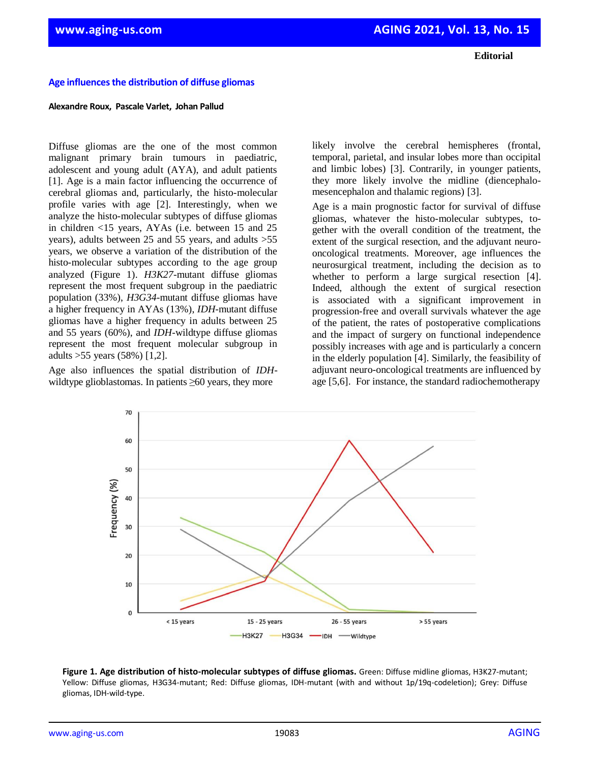Editorial

# Age influences the distribution of diffuse gliomas

**Alexandre Roux, Pascale Varlet, Johan Pallud**

Diffuse gliomas are the one of the most common malignant primary brain tumours in paediatric, adolescent and young adult (AYA), and adult patients [1]. Age is a main factor influencing the occurrence of cerebral gliomas and, particularly, the histo-molecular profile varies with age [2]. Interestingly, when we analyze the histo-molecular subtypes of diffuse gliomas in children <15 years, AYAs (i.e. between 15 and 25 years), adults between 25 and 55 years, and adults >55 years, we observe a variation of the distribution of the histo-molecular subtypes according to the age group analyzed (Figure 1). *H3K27*-mutant diffuse gliomas represent the most frequent subgroup in the paediatric population (33%), *H3G34*-mutant diffuse gliomas have a higher frequency in AYAs (13%), *IDH*-mutant diffuse gliomas have a higher frequency in adults between 25 and 55 years (60%), and *IDH*-wildtype diffuse gliomas represent the most frequent molecular subgroup in adults >55 years (58%) [1,2].

Age also influences the spatial distribution of *IDH*-wildtype glioblastomas. In patients ≥60 years, they more likely involve the cerebral hemispheres (frontal, temporal, parietal, and insular lobes more than occipital and limbic lobes) [3]. Contrarily, in younger patients, they more likely involve the midline (diencephalo-mesencephalon and thalamic regions) [3].

Age is a main prognostic factor for survival of diffuse gliomas, whatever the histo-molecular subtypes, together with the overall condition of the treatment, the extent of the surgical resection, and the adjuvant neuro-oncological treatments. Moreover, age influences the neurosurgical treatment, including the decision as to whether to perform a large surgical resection [4]. Indeed, although the extent of surgical resection is associated with a significant improvement in progression-free and overall survivals whatever the age of the patient, the rates of postoperative complications and the impact of surgery on functional independence possibly increases with age and is particularly a concern in the elderly population [4]. Similarly, the feasibility of adjuvant neuro-oncological treatments are influenced by age [5,6]. For instance, the standard radiochemotherapy

**Figure 1. Age distribution of histo-molecular subtypes of diffuse gliomas.** Green: Diffuse midline gliomas, H3K27-mutant; Yellow: Diffuse gliomas, H3G34-mutant; Red: Diffuse gliomas, IDH-mutant (with and without 1p/19q-codeletion); Grey: Diffuse gliomas, IDH-wild-type.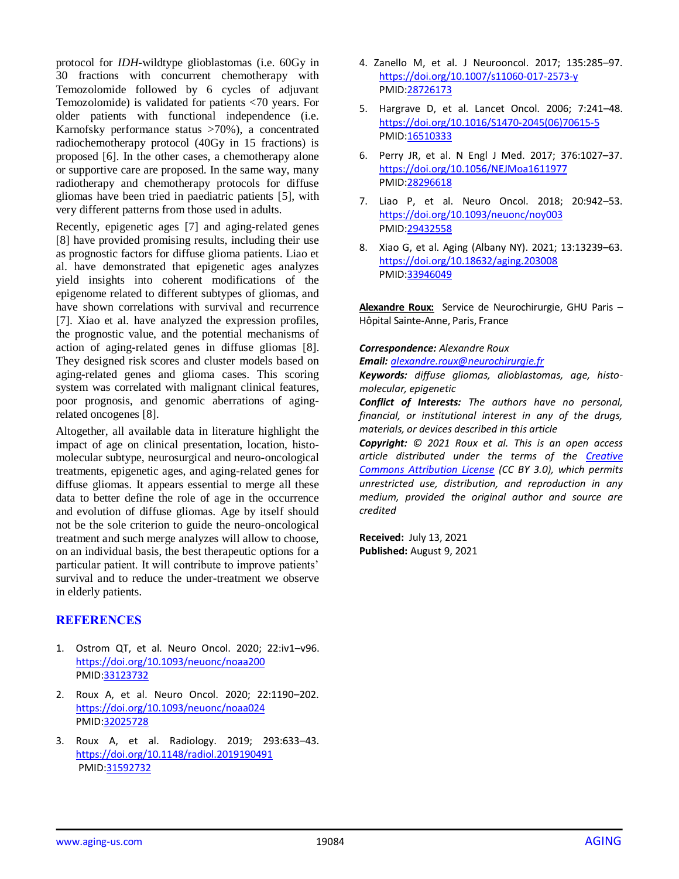protocol for *IDH*-wildtype glioblastomas (i.e. 60Gy in 30 fractions with concurrent chemotherapy with Temozolomide followed by 6 cycles of adjuvant Temozolomide) is validated for patients <70 years. For older patients with functional independence (i.e. Karnofsky performance status >70%), a concentrated radiochemotherapy protocol (40Gy in 15 fractions) is proposed [6]. In the other cases, a chemotherapy alone or supportive care are proposed. In the same way, many radiotherapy and chemotherapy protocols for diffuse gliomas have been tried in paediatric patients [5], with very different patterns from those used in adults.

Recently, epigenetic ages [7] and aging-related genes [8] have provided promising results, including their use as prognostic factors for diffuse glioma patients. Liao et al. have demonstrated that epigenetic ages analyzes yield insights into coherent modifications of the epigenome related to different subtypes of gliomas, and have shown correlations with survival and recurrence [7]. Xiao et al. have analyzed the expression profiles, the prognostic value, and the potential mechanisms of action of aging-related genes in diffuse gliomas [8]. They designed risk scores and cluster models based on aging-related genes and glioma cases. This scoring system was correlated with malignant clinical features, poor prognosis, and genomic aberrations of aging-related oncogenes [8].

Altogether, all available data in literature highlight the impact of age on clinical presentation, location, histo-molecular subtype, neurosurgical and neuro-oncological treatments, epigenetic ages, and aging-related genes for diffuse gliomas. It appears essential to merge all these data to better define the role of age in the occurrence and evolution of diffuse gliomas. Age by itself should not be the sole criterion to guide the neuro-oncological treatment and such merge analyzes will allow to choose, on an individual basis, the best therapeutic options for a particular patient. It will contribute to improve patients' survival and to reduce the under-treatment we observe in elderly patients.

## REFERENCES

1. Ostrom QT, et al. Neuro Oncol. 2020; 22:iv1–v96. https://doi.org/10.1093/neuonc/noaa200 PMID:33123732
2. Roux A, et al. Neuro Oncol. 2020; 22:1190–202. https://doi.org/10.1093/neuonc/noaa024 PMID:32025728
3. Roux A, et al. Radiology. 2019; 293:633–43. https://doi.org/10.1148/radiol.2019190491 PMID:31592732
4. Zanello M, et al. J Neurooncol. 2017; 135:285–97. https://doi.org/10.1007/s11060-017-2573-y PMID:28726173
5. Hargrave D, et al. Lancet Oncol. 2006; 7:241–48. https://doi.org/10.1016/S1470-2045(06)70615-5 PMID:16510333
6. Perry JR, et al. N Engl J Med. 2017; 376:1027–37. https://doi.org/10.1056/NEJMoa1611977 PMID:28296618
7. Liao P, et al. Neuro Oncol. 2018; 20:942–53. https://doi.org/10.1093/neuonc/noy003 PMID:29432558
8. Xiao G, et al. Aging (Albany NY). 2021; 13:13239–63. https://doi.org/10.18632/aging.203008 PMID:33946049

**Alexandre Roux:** Service de Neurochirurgie, GHU Paris – Hôpital Sainte-Anne, Paris, France

***Correspondence:*** *Alexandre Roux*
***Email:*** *alexandre.roux@neurochirurgie.fr*
***Keywords:*** *diffuse gliomas, alioblastomas, age, histo-molecular, epigenetic*
***Conflict of Interests:*** *The authors have no personal, financial, or institutional interest in any of the drugs, materials, or devices described in this article*
***Copyright:*** *© 2021 Roux et al. This is an open access article distributed under the terms of the Creative Commons Attribution License (CC BY 3.0), which permits unrestricted use, distribution, and reproduction in any medium, provided the original author and source are credited*

**Received:** July 13, 2021
**Published:** August 9, 2021